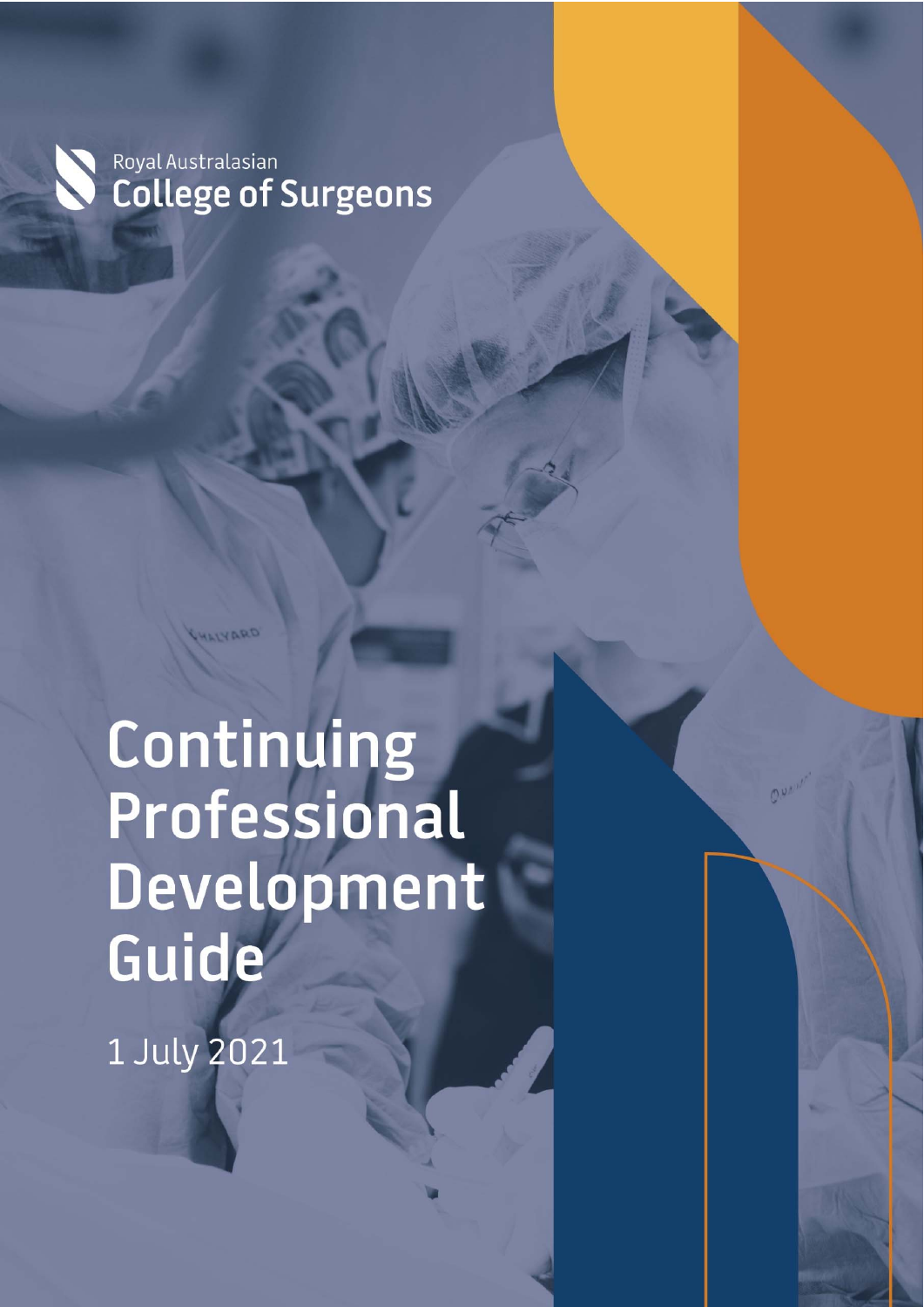Royal Australasian
College of Surgeons

# Continuing Professional Development Guide

1 July 2021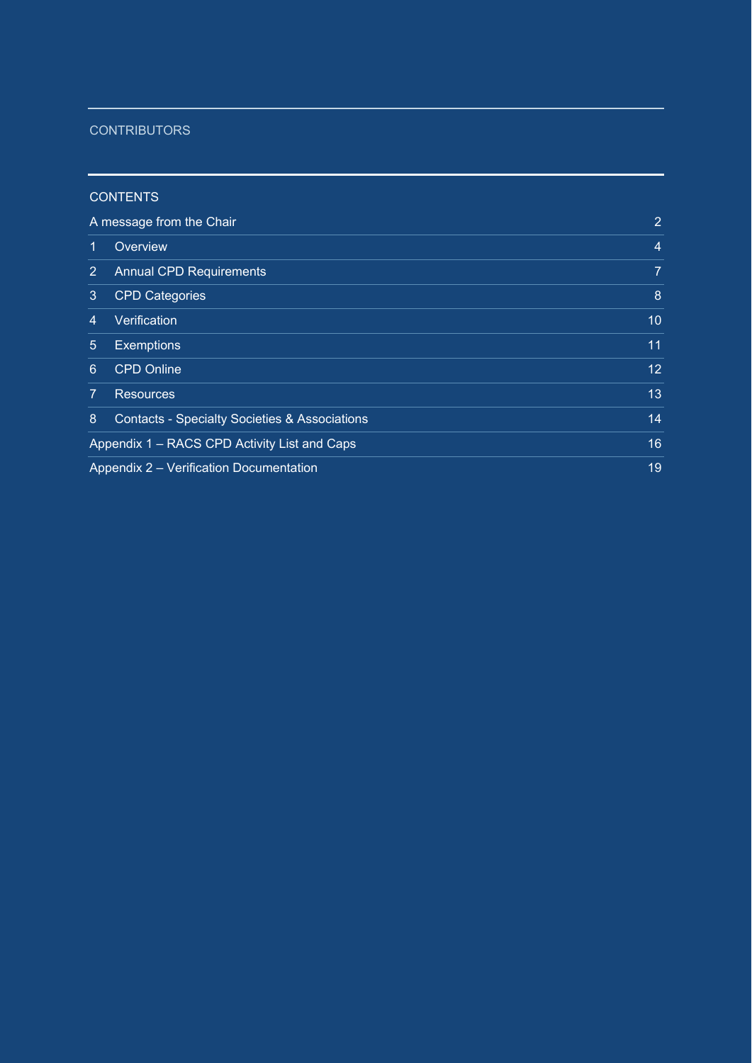## CONTRIBUTORS

## CONTENTS

| | | |
|---|---|---|
| A message from the Chair | | 2 |
| 1 | Overview | 4 |
| 2 | Annual CPD Requirements | 7 |
| 3 | CPD Categories | 8 |
| 4 | Verification | 10 |
| 5 | Exemptions | 11 |
| 6 | CPD Online | 12 |
| 7 | Resources | 13 |
| 8 | Contacts - Specialty Societies & Associations | 14 |
| Appendix 1 – RACS CPD Activity List and Caps | | 16 |
| Appendix 2 – Verification Documentation | | 19 |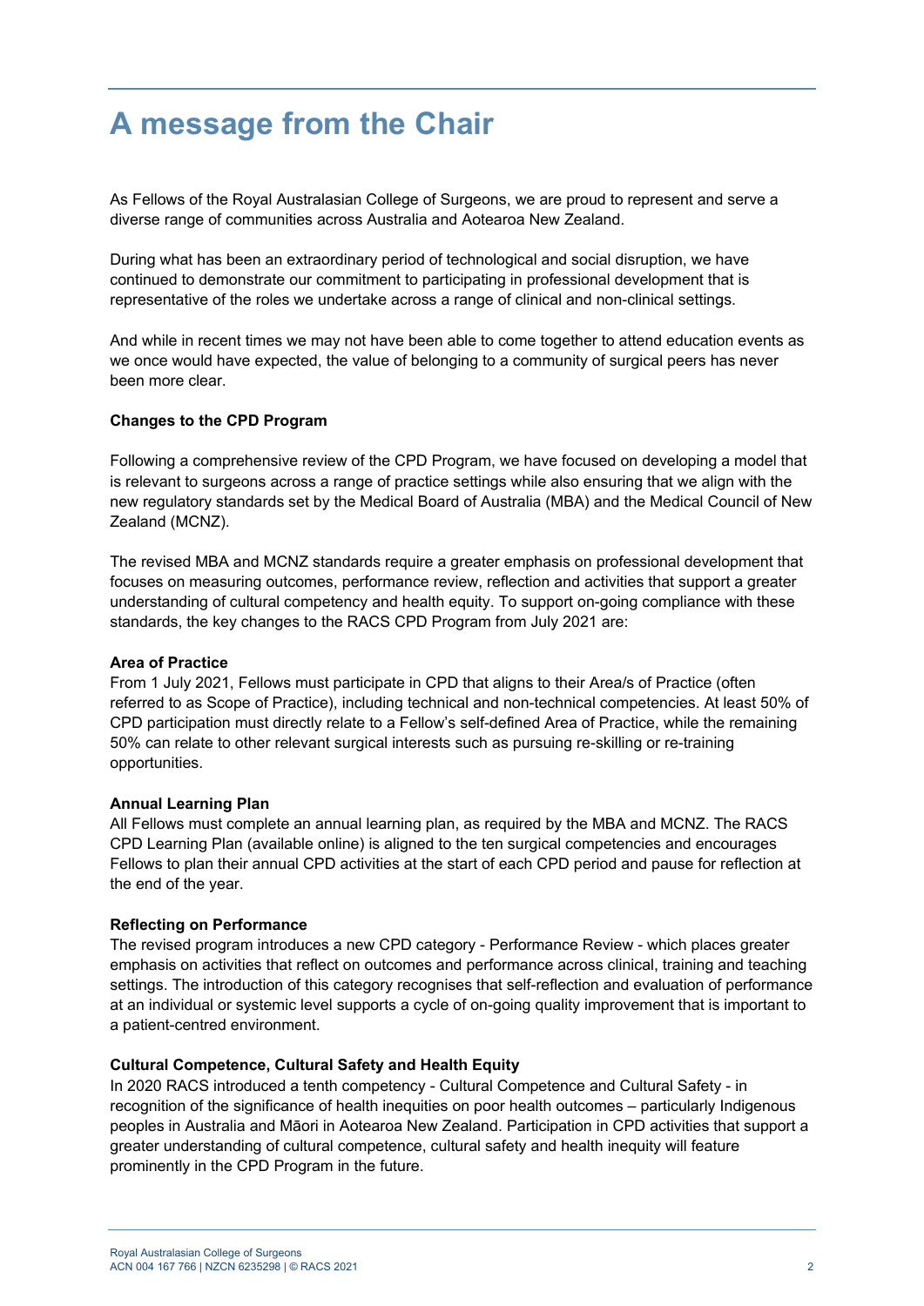# A message from the Chair

As Fellows of the Royal Australasian College of Surgeons, we are proud to represent and serve a diverse range of communities across Australia and Aotearoa New Zealand.

During what has been an extraordinary period of technological and social disruption, we have continued to demonstrate our commitment to participating in professional development that is representative of the roles we undertake across a range of clinical and non-clinical settings.

And while in recent times we may not have been able to come together to attend education events as we once would have expected, the value of belonging to a community of surgical peers has never been more clear.

**Changes to the CPD Program**

Following a comprehensive review of the CPD Program, we have focused on developing a model that is relevant to surgeons across a range of practice settings while also ensuring that we align with the new regulatory standards set by the Medical Board of Australia (MBA) and the Medical Council of New Zealand (MCNZ).

The revised MBA and MCNZ standards require a greater emphasis on professional development that focuses on measuring outcomes, performance review, reflection and activities that support a greater understanding of cultural competency and health equity. To support on-going compliance with these standards, the key changes to the RACS CPD Program from July 2021 are:

**Area of Practice**
From 1 July 2021, Fellows must participate in CPD that aligns to their Area/s of Practice (often referred to as Scope of Practice), including technical and non-technical competencies. At least 50% of CPD participation must directly relate to a Fellow's self-defined Area of Practice, while the remaining 50% can relate to other relevant surgical interests such as pursuing re-skilling or re-training opportunities.

**Annual Learning Plan**
All Fellows must complete an annual learning plan, as required by the MBA and MCNZ. The RACS CPD Learning Plan (available online) is aligned to the ten surgical competencies and encourages Fellows to plan their annual CPD activities at the start of each CPD period and pause for reflection at the end of the year.

**Reflecting on Performance**
The revised program introduces a new CPD category - Performance Review - which places greater emphasis on activities that reflect on outcomes and performance across clinical, training and teaching settings. The introduction of this category recognises that self-reflection and evaluation of performance at an individual or systemic level supports a cycle of on-going quality improvement that is important to a patient-centred environment.

**Cultural Competence, Cultural Safety and Health Equity**
In 2020 RACS introduced a tenth competency - Cultural Competence and Cultural Safety - in recognition of the significance of health inequities on poor health outcomes – particularly Indigenous peoples in Australia and Māori in Aotearoa New Zealand. Participation in CPD activities that support a greater understanding of cultural competence, cultural safety and health inequity will feature prominently in the CPD Program in the future.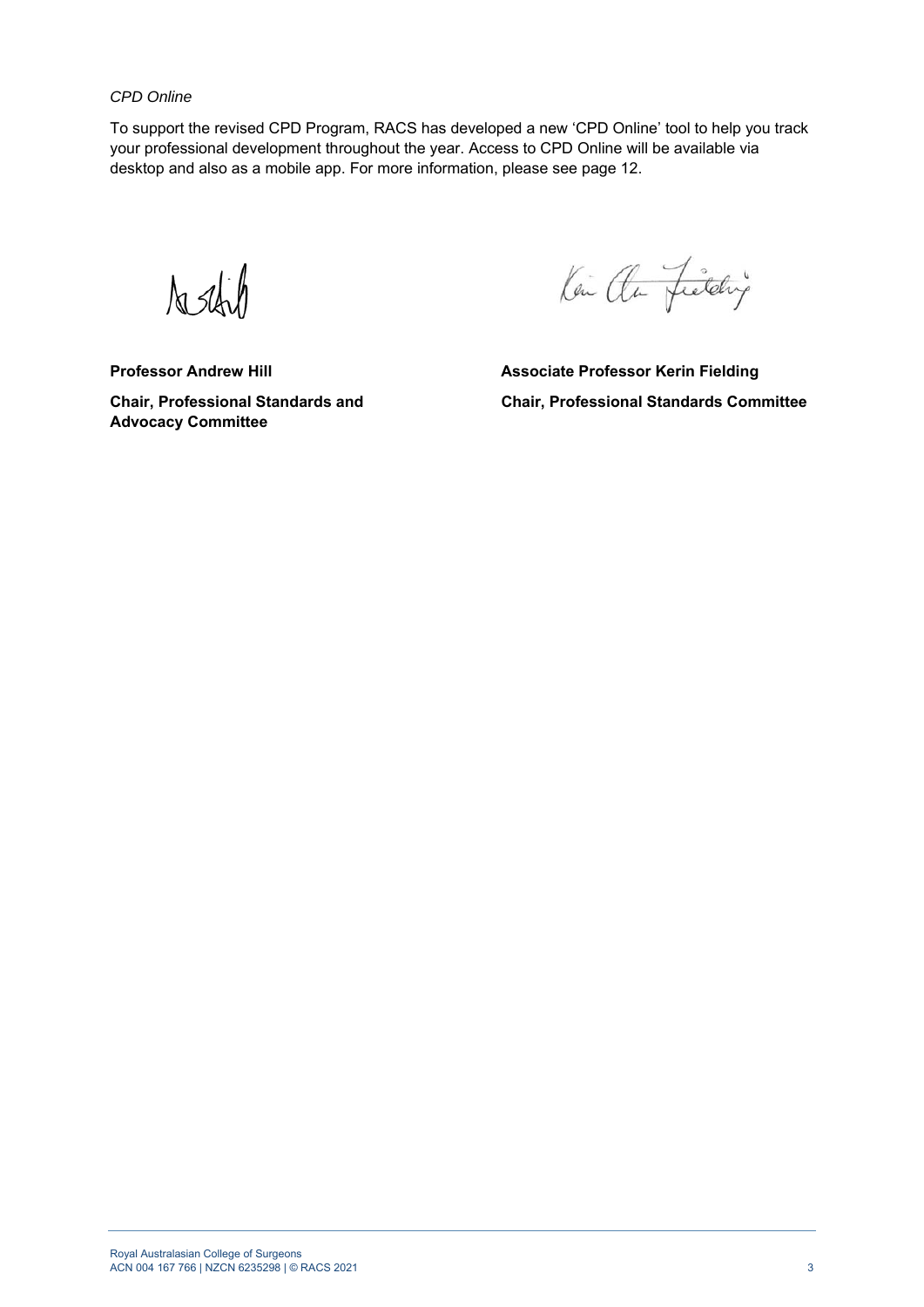*CPD Online*

To support the revised CPD Program, RACS has developed a new ‘CPD Online’ tool to help you track your professional development throughout the year. Access to CPD Online will be available via desktop and also as a mobile app. For more information, please see page 12.

**Professor Andrew Hill**

**Chair, Professional Standards and Advocacy Committee**

**Associate Professor Kerin Fielding**

**Chair, Professional Standards Committee**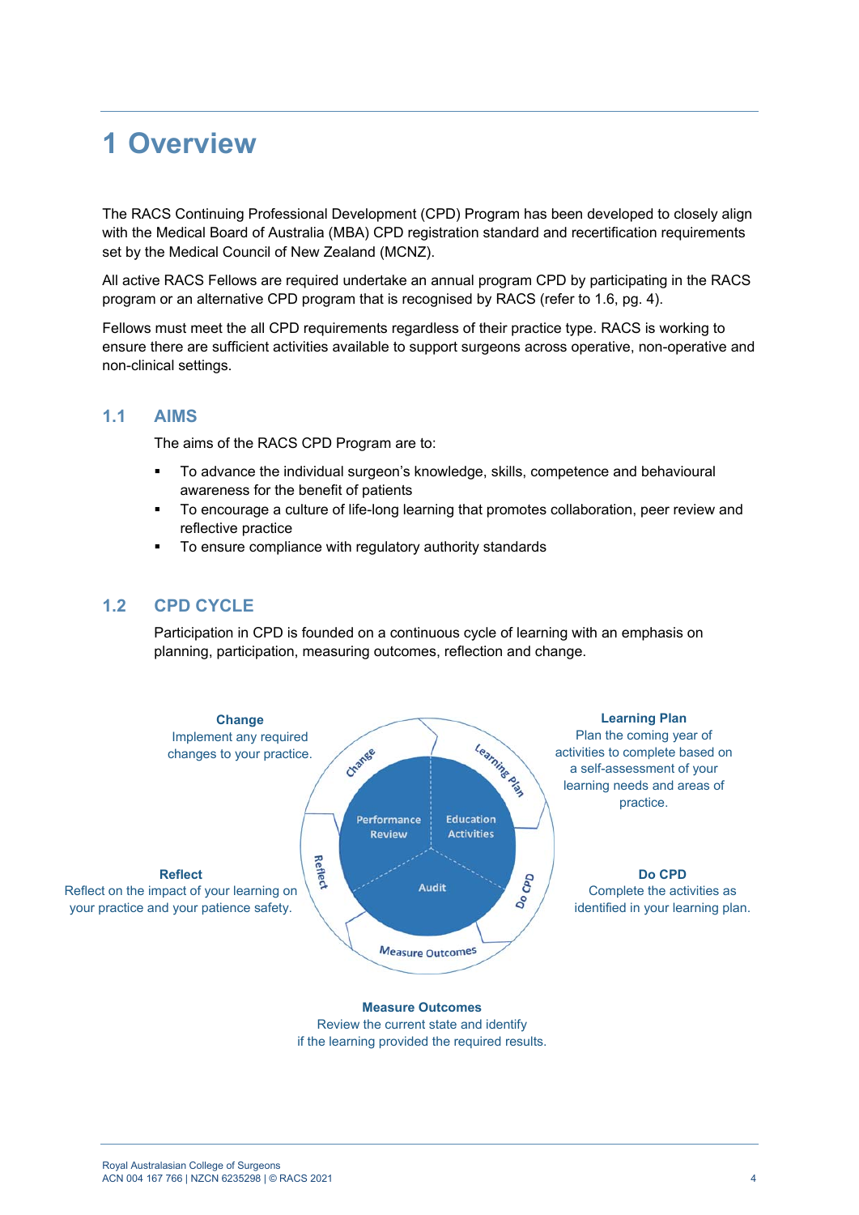# 1 Overview

The RACS Continuing Professional Development (CPD) Program has been developed to closely align with the Medical Board of Australia (MBA) CPD registration standard and recertification requirements set by the Medical Council of New Zealand (MCNZ).

All active RACS Fellows are required undertake an annual program CPD by participating in the RACS program or an alternative CPD program that is recognised by RACS (refer to 1.6, pg. 4).

Fellows must meet the all CPD requirements regardless of their practice type. RACS is working to ensure there are sufficient activities available to support surgeons across operative, non-operative and non-clinical settings.

## 1.1 AIMS

The aims of the RACS CPD Program are to:

- To advance the individual surgeon's knowledge, skills, competence and behavioural awareness for the benefit of patients
- To encourage a culture of life-long learning that promotes collaboration, peer review and reflective practice
- To ensure compliance with regulatory authority standards

## 1.2 CPD CYCLE

Participation in CPD is founded on a continuous cycle of learning with an emphasis on planning, participation, measuring outcomes, reflection and change.

**Change**
Implement any required changes to your practice.

**Learning Plan**
Plan the coming year of activities to complete based on a self-assessment of your learning needs and areas of practice.

**Reflect**
Reflect on the impact of your learning on your practice and your patience safety.

**Do CPD**
Complete the activities as identified in your learning plan.

**Measure Outcomes**
Review the current state and identify if the learning provided the required results.

Change | Learning Plan | Do CPD | Measure Outcomes | Reflect

Performance Review | Education Activities | Audit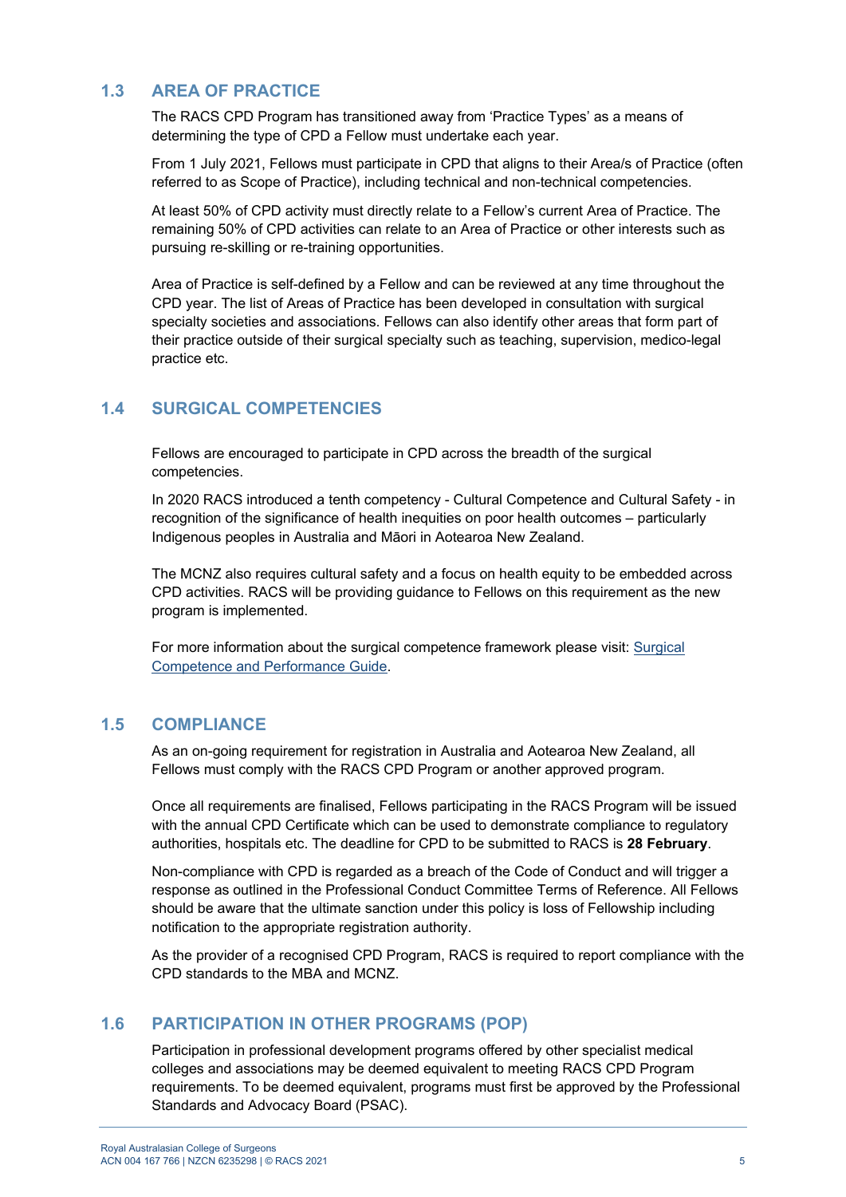## 1.3 AREA OF PRACTICE

The RACS CPD Program has transitioned away from 'Practice Types' as a means of determining the type of CPD a Fellow must undertake each year.

From 1 July 2021, Fellows must participate in CPD that aligns to their Area/s of Practice (often referred to as Scope of Practice), including technical and non-technical competencies.

At least 50% of CPD activity must directly relate to a Fellow's current Area of Practice. The remaining 50% of CPD activities can relate to an Area of Practice or other interests such as pursuing re-skilling or re-training opportunities.

Area of Practice is self-defined by a Fellow and can be reviewed at any time throughout the CPD year. The list of Areas of Practice has been developed in consultation with surgical specialty societies and associations. Fellows can also identify other areas that form part of their practice outside of their surgical specialty such as teaching, supervision, medico-legal practice etc.

## 1.4 SURGICAL COMPETENCIES

Fellows are encouraged to participate in CPD across the breadth of the surgical competencies.

In 2020 RACS introduced a tenth competency - Cultural Competence and Cultural Safety - in recognition of the significance of health inequities on poor health outcomes – particularly Indigenous peoples in Australia and Māori in Aotearoa New Zealand.

The MCNZ also requires cultural safety and a focus on health equity to be embedded across CPD activities. RACS will be providing guidance to Fellows on this requirement as the new program is implemented.

For more information about the surgical competence framework please visit: Surgical Competence and Performance Guide.

## 1.5 COMPLIANCE

As an on-going requirement for registration in Australia and Aotearoa New Zealand, all Fellows must comply with the RACS CPD Program or another approved program.

Once all requirements are finalised, Fellows participating in the RACS Program will be issued with the annual CPD Certificate which can be used to demonstrate compliance to regulatory authorities, hospitals etc. The deadline for CPD to be submitted to RACS is **28 February**.

Non-compliance with CPD is regarded as a breach of the Code of Conduct and will trigger a response as outlined in the Professional Conduct Committee Terms of Reference. All Fellows should be aware that the ultimate sanction under this policy is loss of Fellowship including notification to the appropriate registration authority.

As the provider of a recognised CPD Program, RACS is required to report compliance with the CPD standards to the MBA and MCNZ.

## 1.6 PARTICIPATION IN OTHER PROGRAMS (POP)

Participation in professional development programs offered by other specialist medical colleges and associations may be deemed equivalent to meeting RACS CPD Program requirements. To be deemed equivalent, programs must first be approved by the Professional Standards and Advocacy Board (PSAC).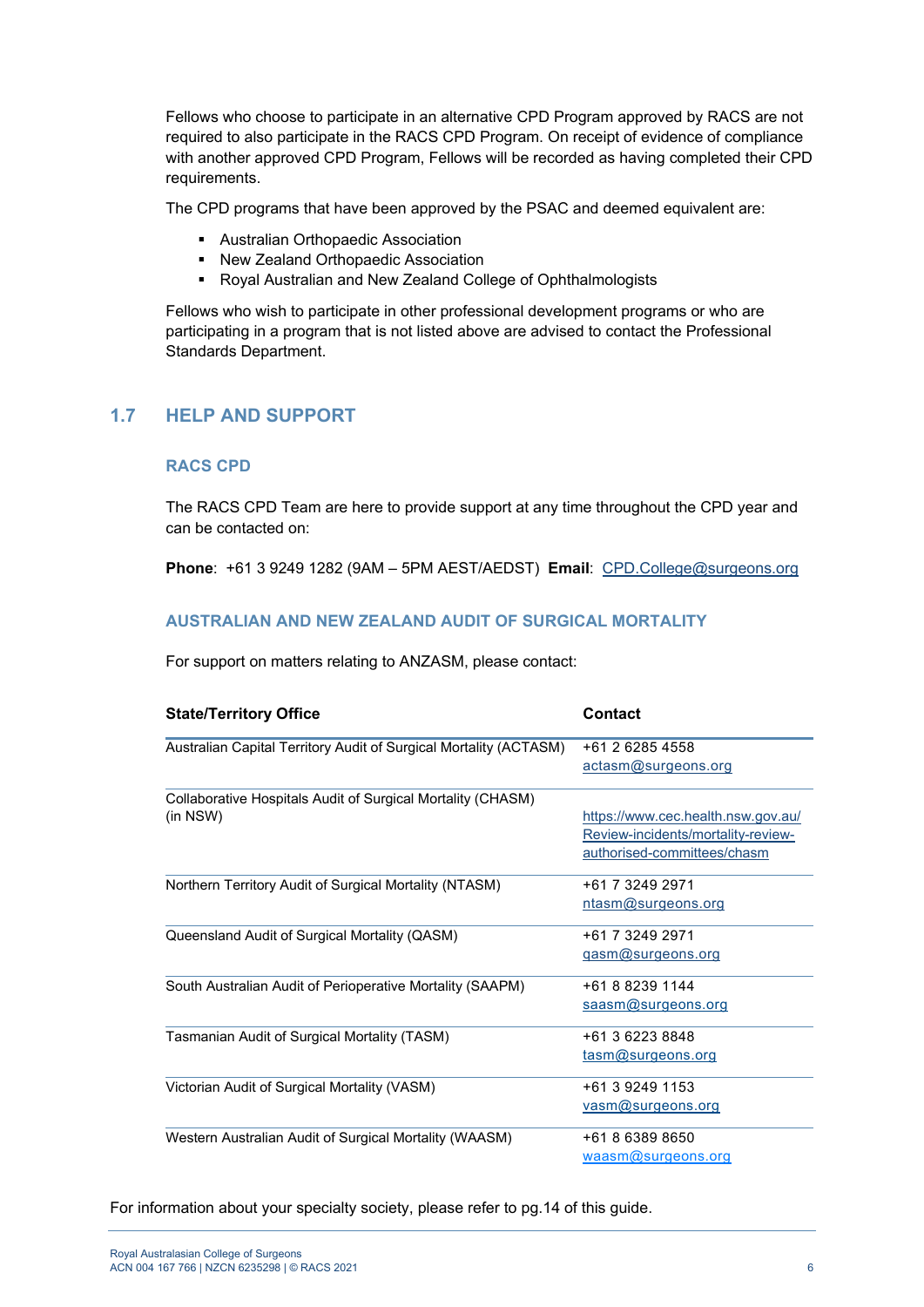Fellows who choose to participate in an alternative CPD Program approved by RACS are not required to also participate in the RACS CPD Program. On receipt of evidence of compliance with another approved CPD Program, Fellows will be recorded as having completed their CPD requirements.

The CPD programs that have been approved by the PSAC and deemed equivalent are:

- Australian Orthopaedic Association
- New Zealand Orthopaedic Association
- Royal Australian and New Zealand College of Ophthalmologists

Fellows who wish to participate in other professional development programs or who are participating in a program that is not listed above are advised to contact the Professional Standards Department.

## 1.7 HELP AND SUPPORT

### RACS CPD

The RACS CPD Team are here to provide support at any time throughout the CPD year and can be contacted on:

**Phone**: +61 3 9249 1282 (9AM – 5PM AEST/AEDST) **Email**: CPD.College@surgeons.org

### AUSTRALIAN AND NEW ZEALAND AUDIT OF SURGICAL MORTALITY

For support on matters relating to ANZASM, please contact:

| State/Territory Office | Contact |
|---|---|
| Australian Capital Territory Audit of Surgical Mortality (ACTASM) | +61 2 6285 4558<br>actasm@surgeons.org |
| Collaborative Hospitals Audit of Surgical Mortality (CHASM) (in NSW) | https://www.cec.health.nsw.gov.au/Review-incidents/mortality-review-authorised-committees/chasm |
| Northern Territory Audit of Surgical Mortality (NTASM) | +61 7 3249 2971<br>ntasm@surgeons.org |
| Queensland Audit of Surgical Mortality (QASM) | +61 7 3249 2971<br>qasm@surgeons.org |
| South Australian Audit of Perioperative Mortality (SAAPM) | +61 8 8239 1144<br>saasm@surgeons.org |
| Tasmanian Audit of Surgical Mortality (TASM) | +61 3 6223 8848<br>tasm@surgeons.org |
| Victorian Audit of Surgical Mortality (VASM) | +61 3 9249 1153<br>vasm@surgeons.org |
| Western Australian Audit of Surgical Mortality (WAASM) | +61 8 6389 8650<br>waasm@surgeons.org |

For information about your specialty society, please refer to pg.14 of this guide.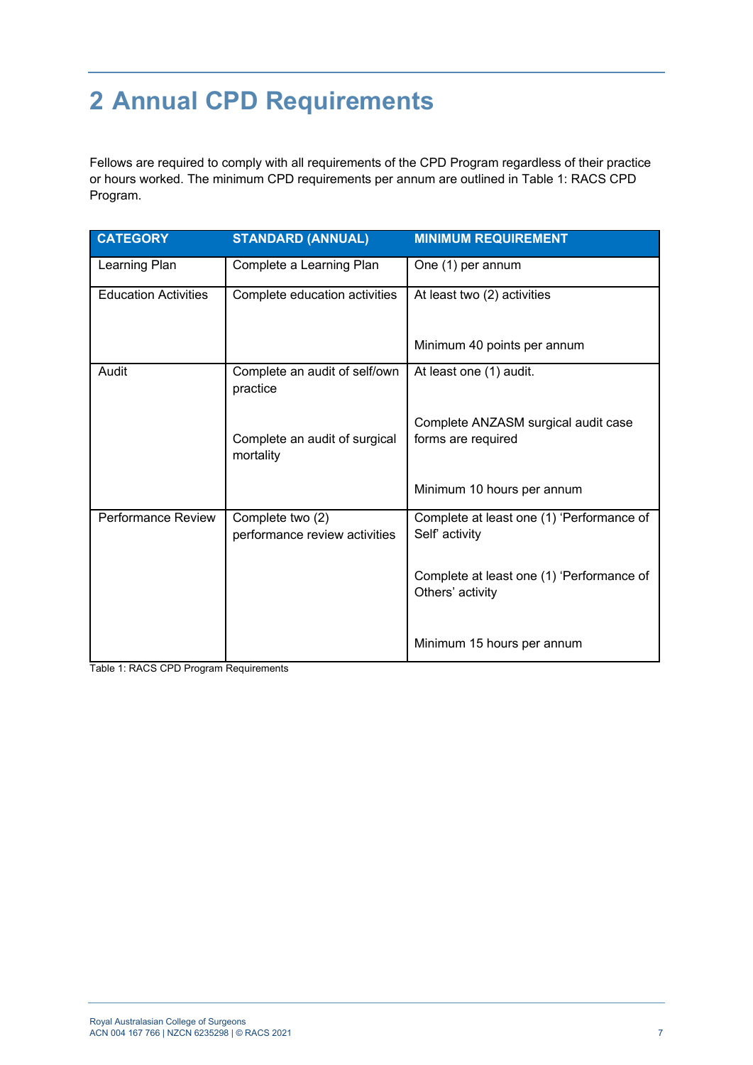# 2 Annual CPD Requirements

Fellows are required to comply with all requirements of the CPD Program regardless of their practice or hours worked. The minimum CPD requirements per annum are outlined in Table 1: RACS CPD Program.

| CATEGORY | STANDARD (ANNUAL) | MINIMUM REQUIREMENT |
|---|---|---|
| Learning Plan | Complete a Learning Plan | One (1) per annum |
| Education Activities | Complete education activities | At least two (2) activities<br><br>Minimum 40 points per annum |
| Audit | Complete an audit of self/own practice<br><br>Complete an audit of surgical mortality | At least one (1) audit.<br><br>Complete ANZASM surgical audit case forms are required<br><br>Minimum 10 hours per annum |
| Performance Review | Complete two (2) performance review activities | Complete at least one (1) 'Performance of Self' activity<br><br>Complete at least one (1) 'Performance of Others' activity<br><br>Minimum 15 hours per annum |

Table 1: RACS CPD Program Requirements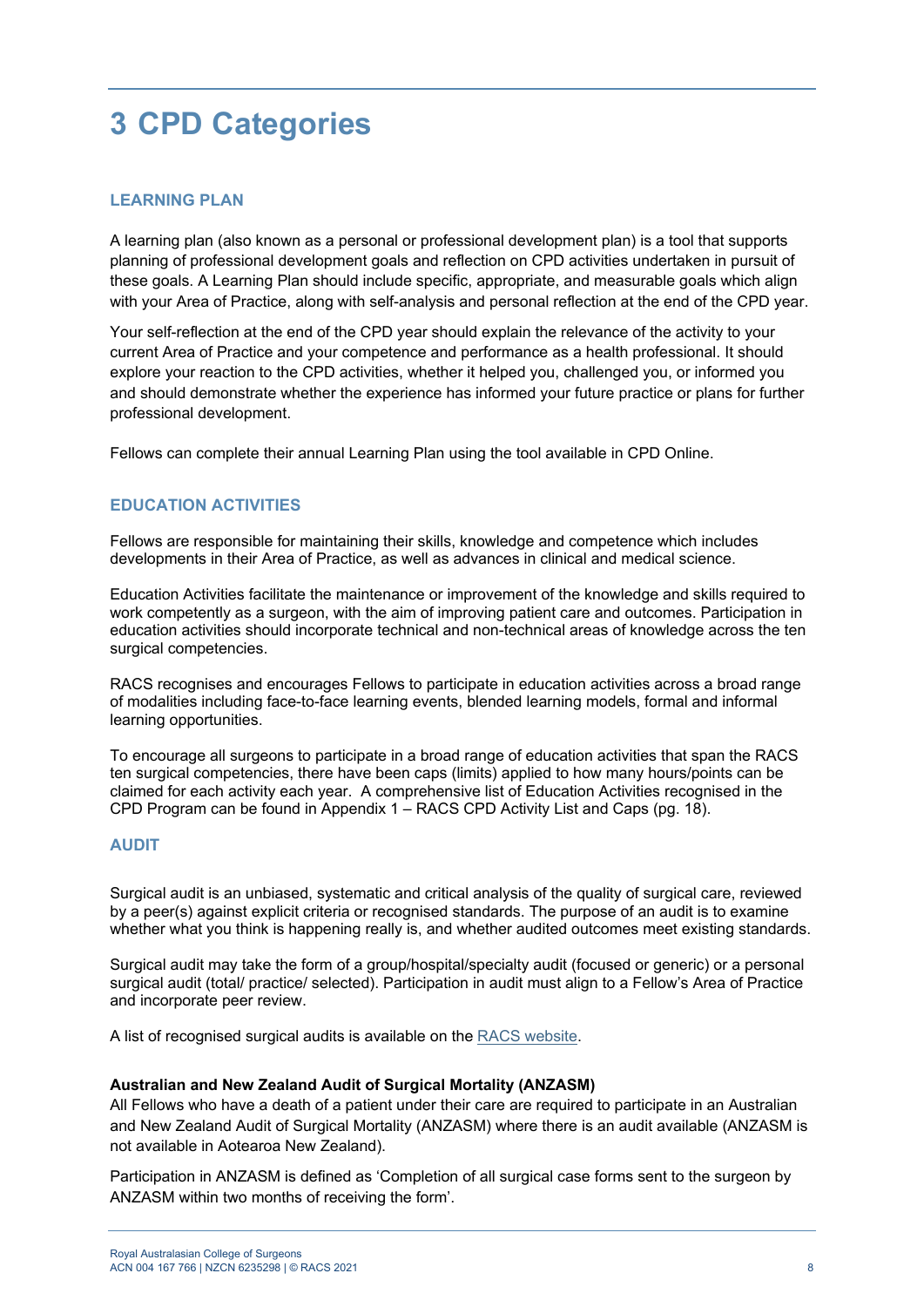# 3 CPD Categories

### LEARNING PLAN

A learning plan (also known as a personal or professional development plan) is a tool that supports planning of professional development goals and reflection on CPD activities undertaken in pursuit of these goals. A Learning Plan should include specific, appropriate, and measurable goals which align with your Area of Practice, along with self-analysis and personal reflection at the end of the CPD year.

Your self-reflection at the end of the CPD year should explain the relevance of the activity to your current Area of Practice and your competence and performance as a health professional. It should explore your reaction to the CPD activities, whether it helped you, challenged you, or informed you and should demonstrate whether the experience has informed your future practice or plans for further professional development.

Fellows can complete their annual Learning Plan using the tool available in CPD Online.

### EDUCATION ACTIVITIES

Fellows are responsible for maintaining their skills, knowledge and competence which includes developments in their Area of Practice, as well as advances in clinical and medical science.

Education Activities facilitate the maintenance or improvement of the knowledge and skills required to work competently as a surgeon, with the aim of improving patient care and outcomes. Participation in education activities should incorporate technical and non-technical areas of knowledge across the ten surgical competencies.

RACS recognises and encourages Fellows to participate in education activities across a broad range of modalities including face-to-face learning events, blended learning models, formal and informal learning opportunities.

To encourage all surgeons to participate in a broad range of education activities that span the RACS ten surgical competencies, there have been caps (limits) applied to how many hours/points can be claimed for each activity each year. A comprehensive list of Education Activities recognised in the CPD Program can be found in Appendix 1 – RACS CPD Activity List and Caps (pg. 18).

### AUDIT

Surgical audit is an unbiased, systematic and critical analysis of the quality of surgical care, reviewed by a peer(s) against explicit criteria or recognised standards. The purpose of an audit is to examine whether what you think is happening really is, and whether audited outcomes meet existing standards.

Surgical audit may take the form of a group/hospital/specialty audit (focused or generic) or a personal surgical audit (total/ practice/ selected). Participation in audit must align to a Fellow's Area of Practice and incorporate peer review.

A list of recognised surgical audits is available on the RACS website.

**Australian and New Zealand Audit of Surgical Mortality (ANZASM)**

All Fellows who have a death of a patient under their care are required to participate in an Australian and New Zealand Audit of Surgical Mortality (ANZASM) where there is an audit available (ANZASM is not available in Aotearoa New Zealand).

Participation in ANZASM is defined as 'Completion of all surgical case forms sent to the surgeon by ANZASM within two months of receiving the form'.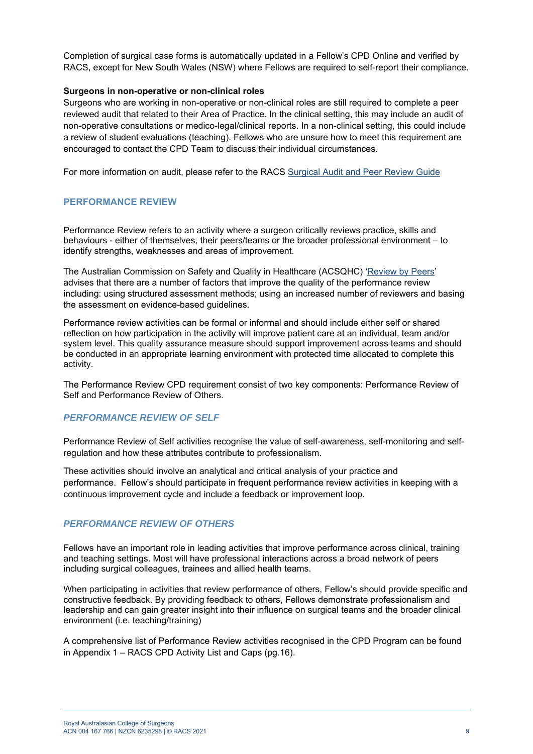Completion of surgical case forms is automatically updated in a Fellow's CPD Online and verified by RACS, except for New South Wales (NSW) where Fellows are required to self-report their compliance.

**Surgeons in non-operative or non-clinical roles**

Surgeons who are working in non-operative or non-clinical roles are still required to complete a peer reviewed audit that related to their Area of Practice. In the clinical setting, this may include an audit of non-operative consultations or medico-legal/clinical reports. In a non-clinical setting, this could include a review of student evaluations (teaching). Fellows who are unsure how to meet this requirement are encouraged to contact the CPD Team to discuss their individual circumstances.

For more information on audit, please refer to the RACS Surgical Audit and Peer Review Guide

## PERFORMANCE REVIEW

Performance Review refers to an activity where a surgeon critically reviews practice, skills and behaviours - either of themselves, their peers/teams or the broader professional environment – to identify strengths, weaknesses and areas of improvement.

The Australian Commission on Safety and Quality in Healthcare (ACSQHC) 'Review by Peers' advises that there are a number of factors that improve the quality of the performance review including: using structured assessment methods; using an increased number of reviewers and basing the assessment on evidence-based guidelines.

Performance review activities can be formal or informal and should include either self or shared reflection on how participation in the activity will improve patient care at an individual, team and/or system level. This quality assurance measure should support improvement across teams and should be conducted in an appropriate learning environment with protected time allocated to complete this activity.

The Performance Review CPD requirement consist of two key components: Performance Review of Self and Performance Review of Others.

### *PERFORMANCE REVIEW OF SELF*

Performance Review of Self activities recognise the value of self-awareness, self-monitoring and self-regulation and how these attributes contribute to professionalism.

These activities should involve an analytical and critical analysis of your practice and performance.  Fellow's should participate in frequent performance review activities in keeping with a continuous improvement cycle and include a feedback or improvement loop.

### *PERFORMANCE REVIEW OF OTHERS*

Fellows have an important role in leading activities that improve performance across clinical, training and teaching settings. Most will have professional interactions across a broad network of peers including surgical colleagues, trainees and allied health teams.

When participating in activities that review performance of others, Fellow's should provide specific and constructive feedback. By providing feedback to others, Fellows demonstrate professionalism and leadership and can gain greater insight into their influence on surgical teams and the broader clinical environment (i.e. teaching/training)

A comprehensive list of Performance Review activities recognised in the CPD Program can be found in Appendix 1 – RACS CPD Activity List and Caps (pg.16).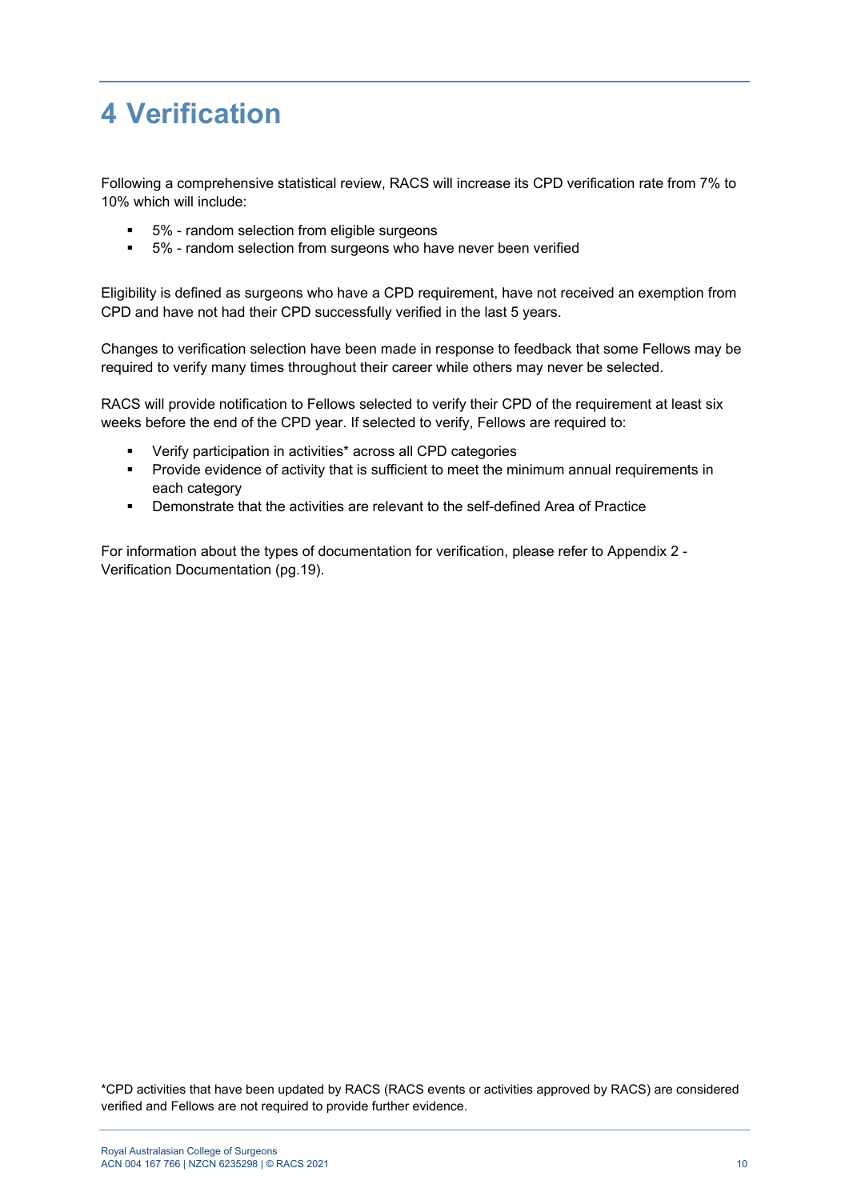# 4 Verification

Following a comprehensive statistical review, RACS will increase its CPD verification rate from 7% to 10% which will include:

- 5% - random selection from eligible surgeons
- 5% - random selection from surgeons who have never been verified

Eligibility is defined as surgeons who have a CPD requirement, have not received an exemption from CPD and have not had their CPD successfully verified in the last 5 years.

Changes to verification selection have been made in response to feedback that some Fellows may be required to verify many times throughout their career while others may never be selected.

RACS will provide notification to Fellows selected to verify their CPD of the requirement at least six weeks before the end of the CPD year. If selected to verify, Fellows are required to:

- Verify participation in activities* across all CPD categories
- Provide evidence of activity that is sufficient to meet the minimum annual requirements in each category
- Demonstrate that the activities are relevant to the self-defined Area of Practice

For information about the types of documentation for verification, please refer to Appendix 2 - Verification Documentation (pg.19).

*CPD activities that have been updated by RACS (RACS events or activities approved by RACS) are considered verified and Fellows are not required to provide further evidence.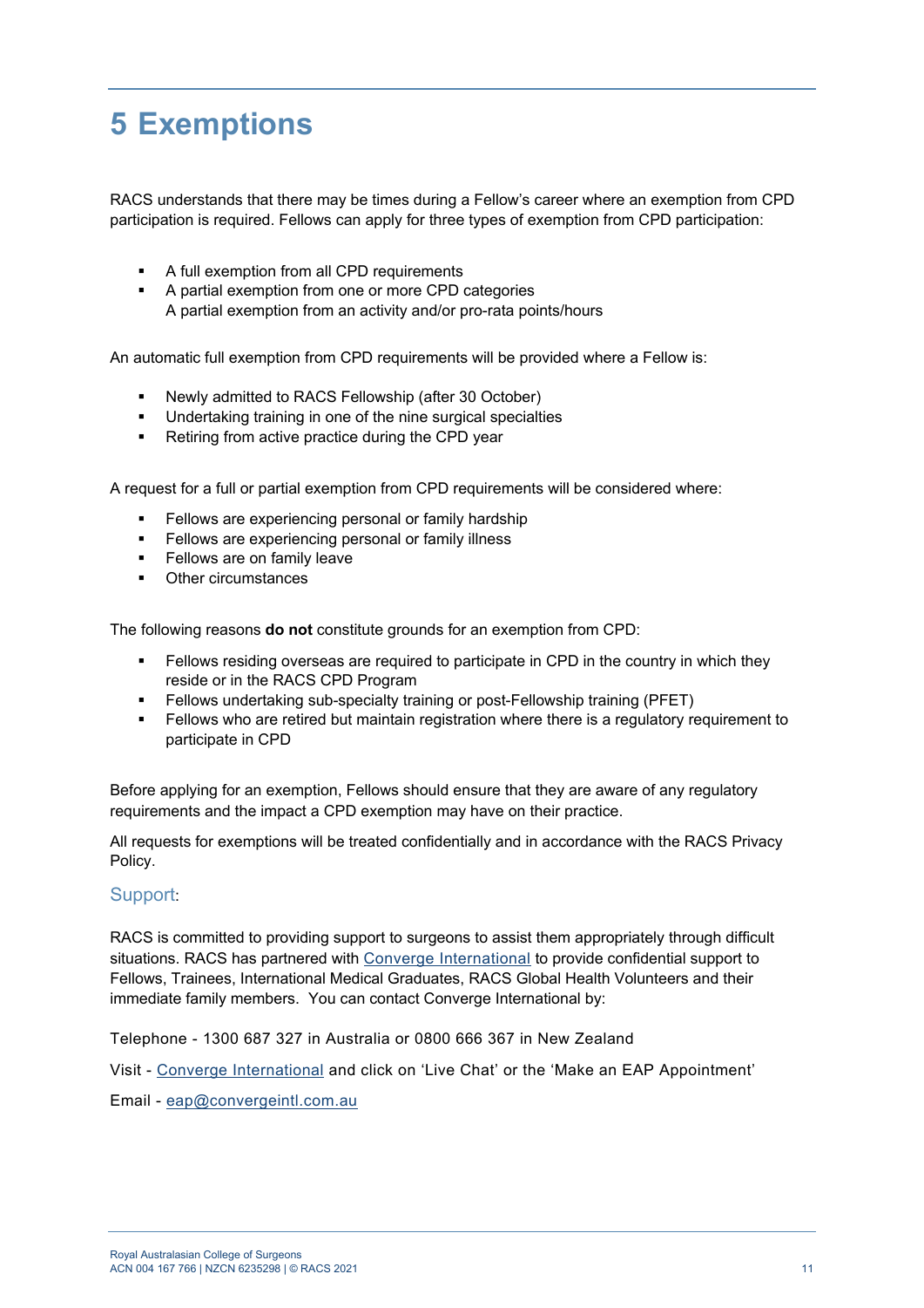# 5 Exemptions

RACS understands that there may be times during a Fellow's career where an exemption from CPD participation is required. Fellows can apply for three types of exemption from CPD participation:

- A full exemption from all CPD requirements
- A partial exemption from one or more CPD categories
  A partial exemption from an activity and/or pro-rata points/hours

An automatic full exemption from CPD requirements will be provided where a Fellow is:

- Newly admitted to RACS Fellowship (after 30 October)
- Undertaking training in one of the nine surgical specialties
- Retiring from active practice during the CPD year

A request for a full or partial exemption from CPD requirements will be considered where:

- Fellows are experiencing personal or family hardship
- Fellows are experiencing personal or family illness
- Fellows are on family leave
- Other circumstances

The following reasons **do not** constitute grounds for an exemption from CPD:

- Fellows residing overseas are required to participate in CPD in the country in which they reside or in the RACS CPD Program
- Fellows undertaking sub-specialty training or post-Fellowship training (PFET)
- Fellows who are retired but maintain registration where there is a regulatory requirement to participate in CPD

Before applying for an exemption, Fellows should ensure that they are aware of any regulatory requirements and the impact a CPD exemption may have on their practice.

All requests for exemptions will be treated confidentially and in accordance with the RACS Privacy Policy.

## Support:

RACS is committed to providing support to surgeons to assist them appropriately through difficult situations. RACS has partnered with Converge International to provide confidential support to Fellows, Trainees, International Medical Graduates, RACS Global Health Volunteers and their immediate family members. You can contact Converge International by:

Telephone - 1300 687 327 in Australia or 0800 666 367 in New Zealand

Visit - Converge International and click on 'Live Chat' or the 'Make an EAP Appointment'

Email - eap@convergeintl.com.au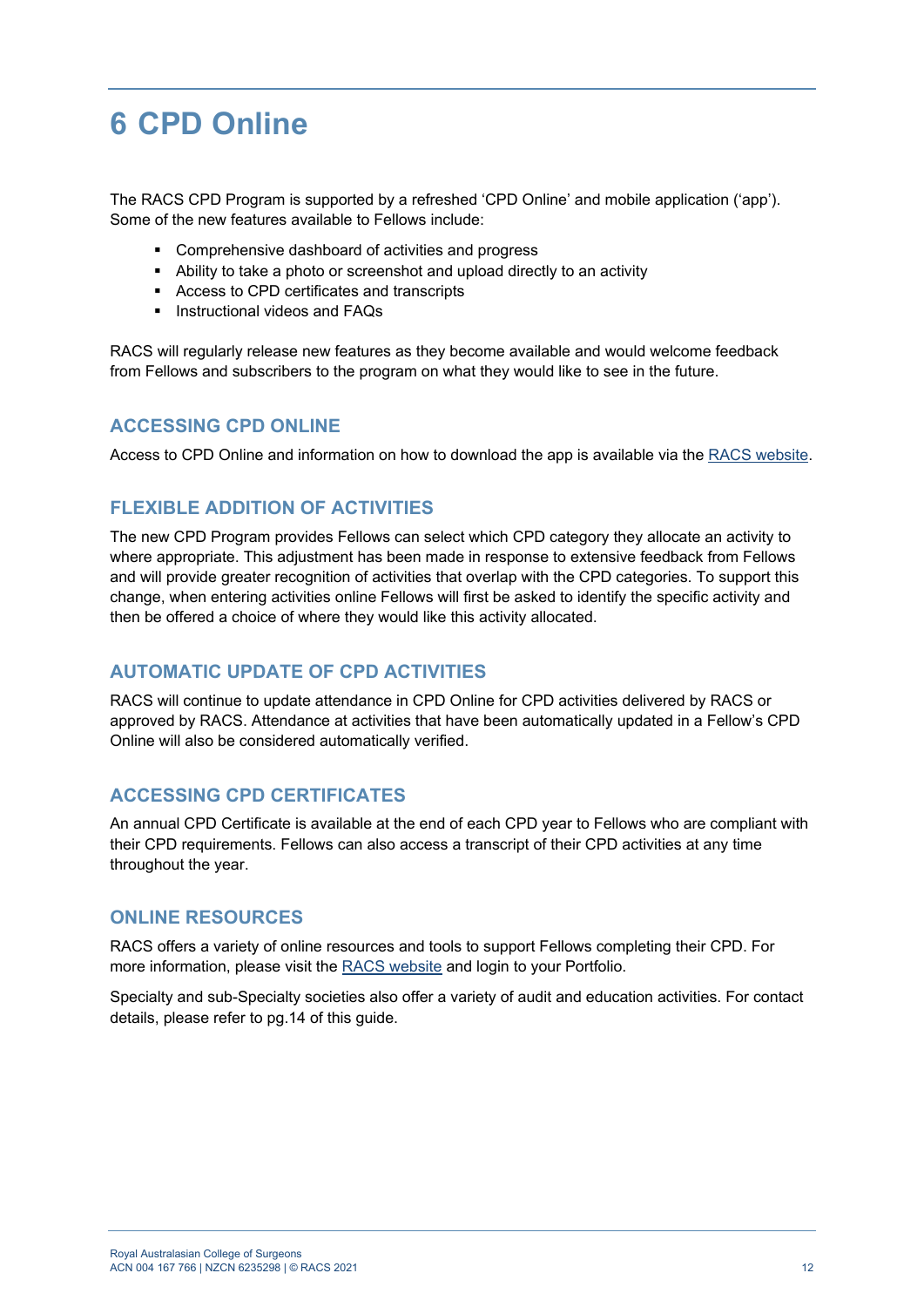# 6 CPD Online

The RACS CPD Program is supported by a refreshed 'CPD Online' and mobile application ('app'). Some of the new features available to Fellows include:

- Comprehensive dashboard of activities and progress
- Ability to take a photo or screenshot and upload directly to an activity
- Access to CPD certificates and transcripts
- Instructional videos and FAQs

RACS will regularly release new features as they become available and would welcome feedback from Fellows and subscribers to the program on what they would like to see in the future.

## ACCESSING CPD ONLINE

Access to CPD Online and information on how to download the app is available via the RACS website.

## FLEXIBLE ADDITION OF ACTIVITIES

The new CPD Program provides Fellows can select which CPD category they allocate an activity to where appropriate. This adjustment has been made in response to extensive feedback from Fellows and will provide greater recognition of activities that overlap with the CPD categories. To support this change, when entering activities online Fellows will first be asked to identify the specific activity and then be offered a choice of where they would like this activity allocated.

## AUTOMATIC UPDATE OF CPD ACTIVITIES

RACS will continue to update attendance in CPD Online for CPD activities delivered by RACS or approved by RACS. Attendance at activities that have been automatically updated in a Fellow's CPD Online will also be considered automatically verified.

## ACCESSING CPD CERTIFICATES

An annual CPD Certificate is available at the end of each CPD year to Fellows who are compliant with their CPD requirements. Fellows can also access a transcript of their CPD activities at any time throughout the year.

## ONLINE RESOURCES

RACS offers a variety of online resources and tools to support Fellows completing their CPD. For more information, please visit the RACS website and login to your Portfolio.

Specialty and sub-Specialty societies also offer a variety of audit and education activities. For contact details, please refer to pg.14 of this guide.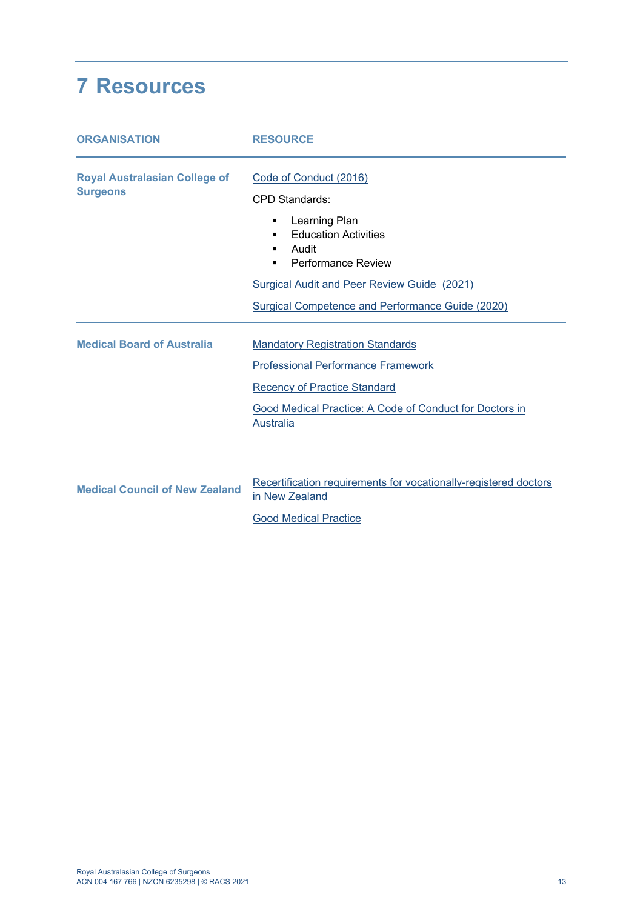# 7 Resources

| ORGANISATION | RESOURCE |
| --- | --- |
| **Royal Australasian College of Surgeons** | Code of Conduct (2016)<br><br>CPD Standards:<br>▪ Learning Plan<br>▪ Education Activities<br>▪ Audit<br>▪ Performance Review<br><br>Surgical Audit and Peer Review Guide (2021)<br><br>Surgical Competence and Performance Guide (2020) |
| **Medical Board of Australia** | Mandatory Registration Standards<br><br>Professional Performance Framework<br><br>Recency of Practice Standard<br><br>Good Medical Practice: A Code of Conduct for Doctors in Australia |
| **Medical Council of New Zealand** | Recertification requirements for vocationally-registered doctors in New Zealand<br><br>Good Medical Practice |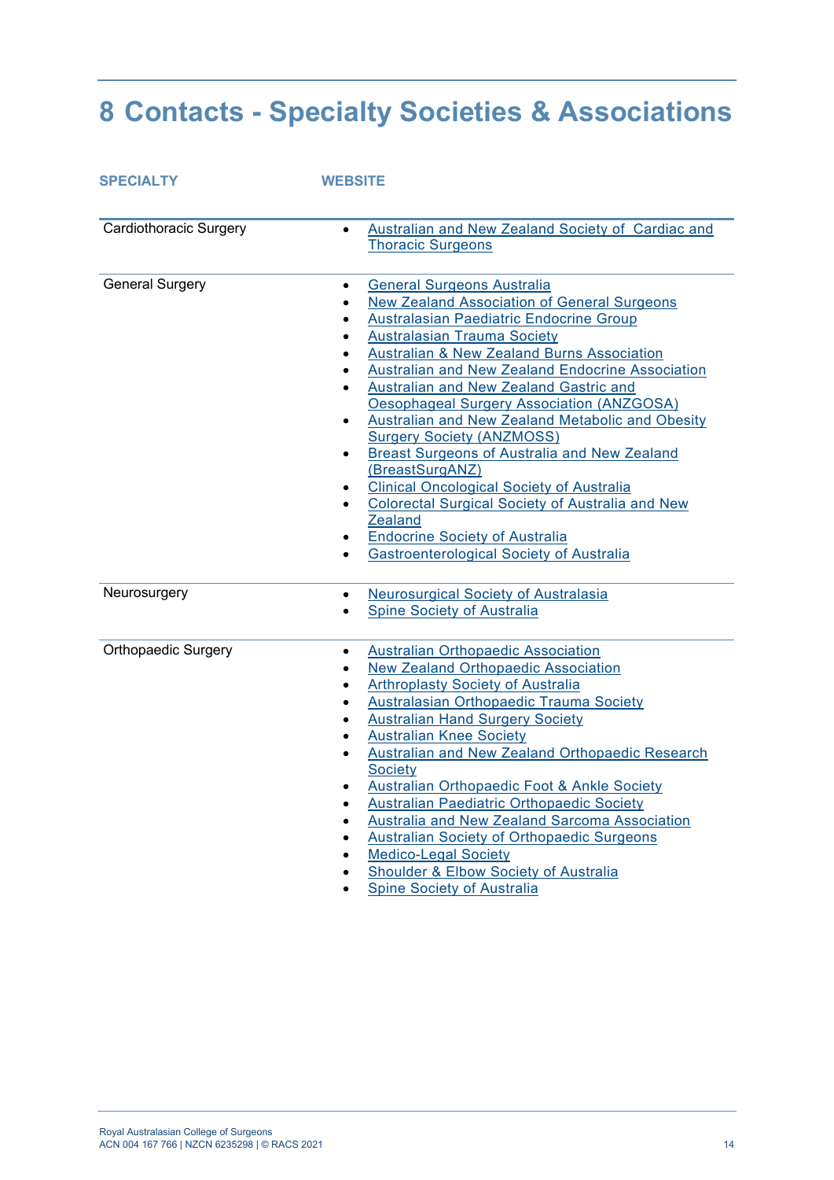# 8 Contacts - Specialty Societies & Associations

| SPECIALTY | WEBSITE |
|---|---|
| Cardiothoracic Surgery | • Australian and New Zealand Society of Cardiac and Thoracic Surgeons |
| General Surgery | • General Surgeons Australia<br>• New Zealand Association of General Surgeons<br>• Australasian Paediatric Endocrine Group<br>• Australasian Trauma Society<br>• Australian & New Zealand Burns Association<br>• Australian and New Zealand Endocrine Association<br>• Australian and New Zealand Gastric and Oesophageal Surgery Association (ANZGOSA)<br>• Australian and New Zealand Metabolic and Obesity Surgery Society (ANZMOSS)<br>• Breast Surgeons of Australia and New Zealand (BreastSurgANZ)<br>• Clinical Oncological Society of Australia<br>• Colorectal Surgical Society of Australia and New Zealand<br>• Endocrine Society of Australia<br>• Gastroenterological Society of Australia |
| Neurosurgery | • Neurosurgical Society of Australasia<br>• Spine Society of Australia |
| Orthopaedic Surgery | • Australian Orthopaedic Association<br>• New Zealand Orthopaedic Association<br>• Arthroplasty Society of Australia<br>• Australasian Orthopaedic Trauma Society<br>• Australian Hand Surgery Society<br>• Australian Knee Society<br>• Australian and New Zealand Orthopaedic Research Society<br>• Australian Orthopaedic Foot & Ankle Society<br>• Australian Paediatric Orthopaedic Society<br>• Australia and New Zealand Sarcoma Association<br>• Australian Society of Orthopaedic Surgeons<br>• Medico-Legal Society<br>• Shoulder & Elbow Society of Australia<br>• Spine Society of Australia |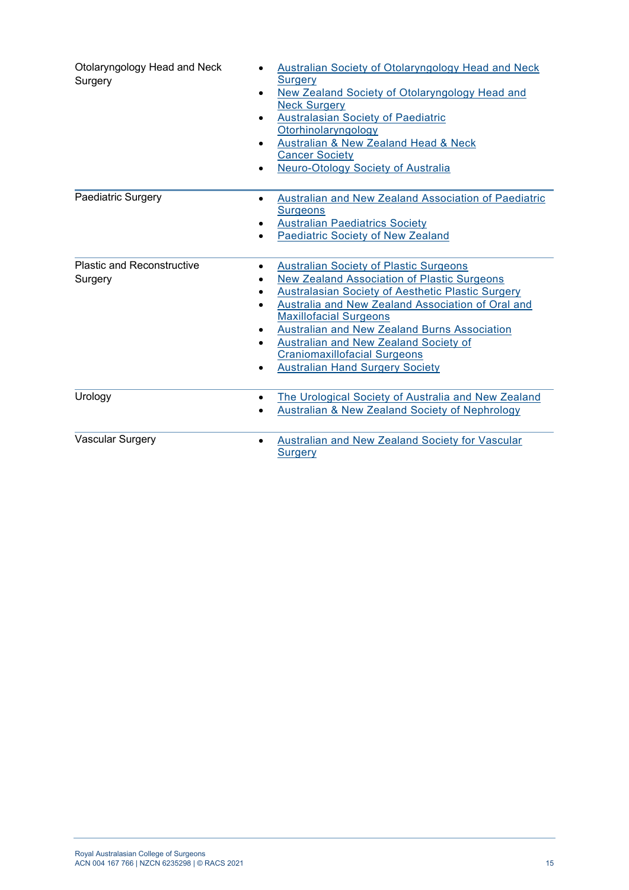| | |
|---|---|
| Otolaryngology Head and Neck Surgery | • Australian Society of Otolaryngology Head and Neck Surgery<br>• New Zealand Society of Otolaryngology Head and Neck Surgery<br>• Australasian Society of Paediatric Otorhinolaryngology<br>• Australian & New Zealand Head & Neck Cancer Society<br>• Neuro-Otology Society of Australia |
| Paediatric Surgery | • Australian and New Zealand Association of Paediatric Surgeons<br>• Australian Paediatrics Society<br>• Paediatric Society of New Zealand |
| Plastic and Reconstructive Surgery | • Australian Society of Plastic Surgeons<br>• New Zealand Association of Plastic Surgeons<br>• Australasian Society of Aesthetic Plastic Surgery<br>• Australia and New Zealand Association of Oral and Maxillofacial Surgeons<br>• Australian and New Zealand Burns Association<br>• Australian and New Zealand Society of Craniomaxillofacial Surgeons<br>• Australian Hand Surgery Society |
| Urology | • The Urological Society of Australia and New Zealand<br>• Australian & New Zealand Society of Nephrology |
| Vascular Surgery | • Australian and New Zealand Society for Vascular Surgery |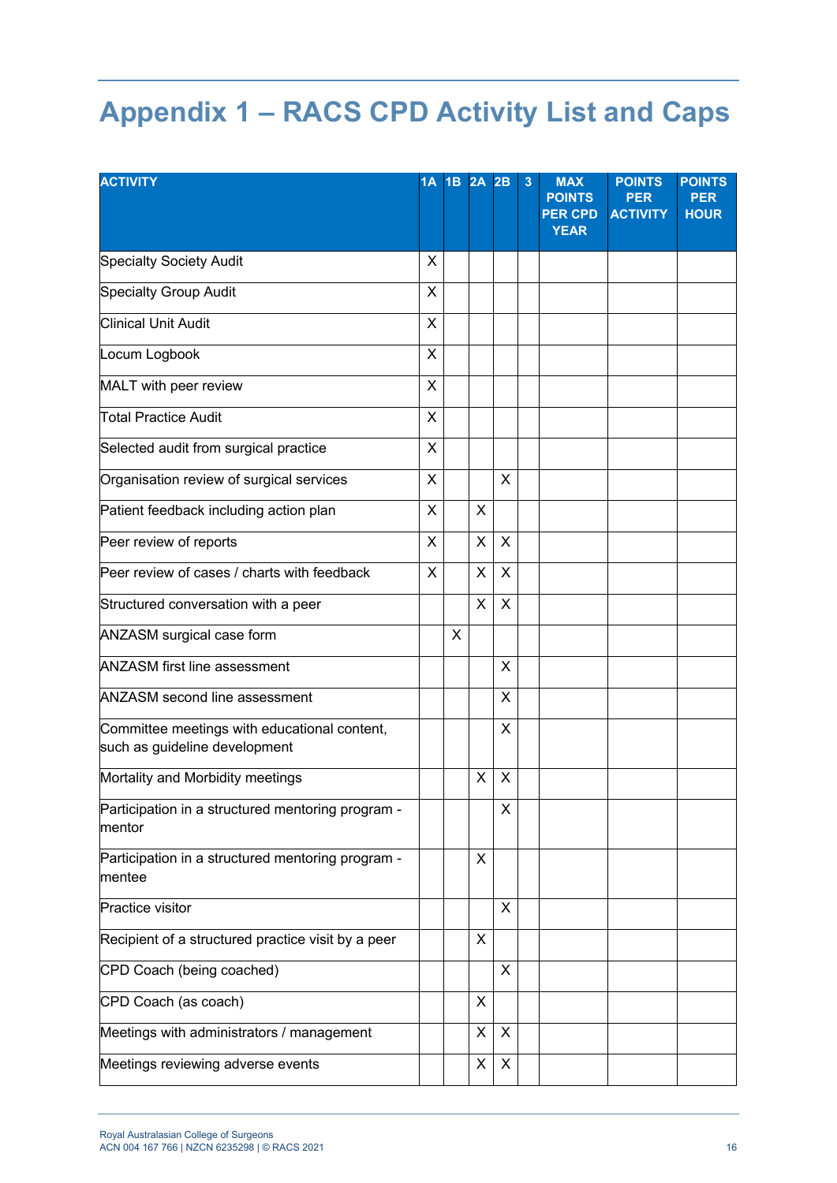# Appendix 1 – RACS CPD Activity List and Caps

| ACTIVITY | 1A | 1B | 2A | 2B | 3 | MAX POINTS PER CPD YEAR | POINTS PER ACTIVITY | POINTS PER HOUR |
|---|---|---|---|---|---|---|---|---|
| Specialty Society Audit | X | | | | | | | |
| Specialty Group Audit | X | | | | | | | |
| Clinical Unit Audit | X | | | | | | | |
| Locum Logbook | X | | | | | | | |
| MALT with peer review | X | | | | | | | |
| Total Practice Audit | X | | | | | | | |
| Selected audit from surgical practice | X | | | | | | | |
| Organisation review of surgical services | X | | | X | | | | |
| Patient feedback including action plan | X | | X | | | | | |
| Peer review of reports | X | | X | X | | | | |
| Peer review of cases / charts with feedback | X | | X | X | | | | |
| Structured conversation with a peer | | | X | X | | | | |
| ANZASM surgical case form | | X | | | | | | |
| ANZASM first line assessment | | | | X | | | | |
| ANZASM second line assessment | | | | X | | | | |
| Committee meetings with educational content, such as guideline development | | | | X | | | | |
| Mortality and Morbidity meetings | | | X | X | | | | |
| Participation in a structured mentoring program - mentor | | | | X | | | | |
| Participation in a structured mentoring program - mentee | | | X | | | | | |
| Practice visitor | | | | X | | | | |
| Recipient of a structured practice visit by a peer | | | X | | | | | |
| CPD Coach (being coached) | | | | X | | | | |
| CPD Coach (as coach) | | | X | | | | | |
| Meetings with administrators / management | | | X | X | | | | |
| Meetings reviewing adverse events | | | X | X | | | | |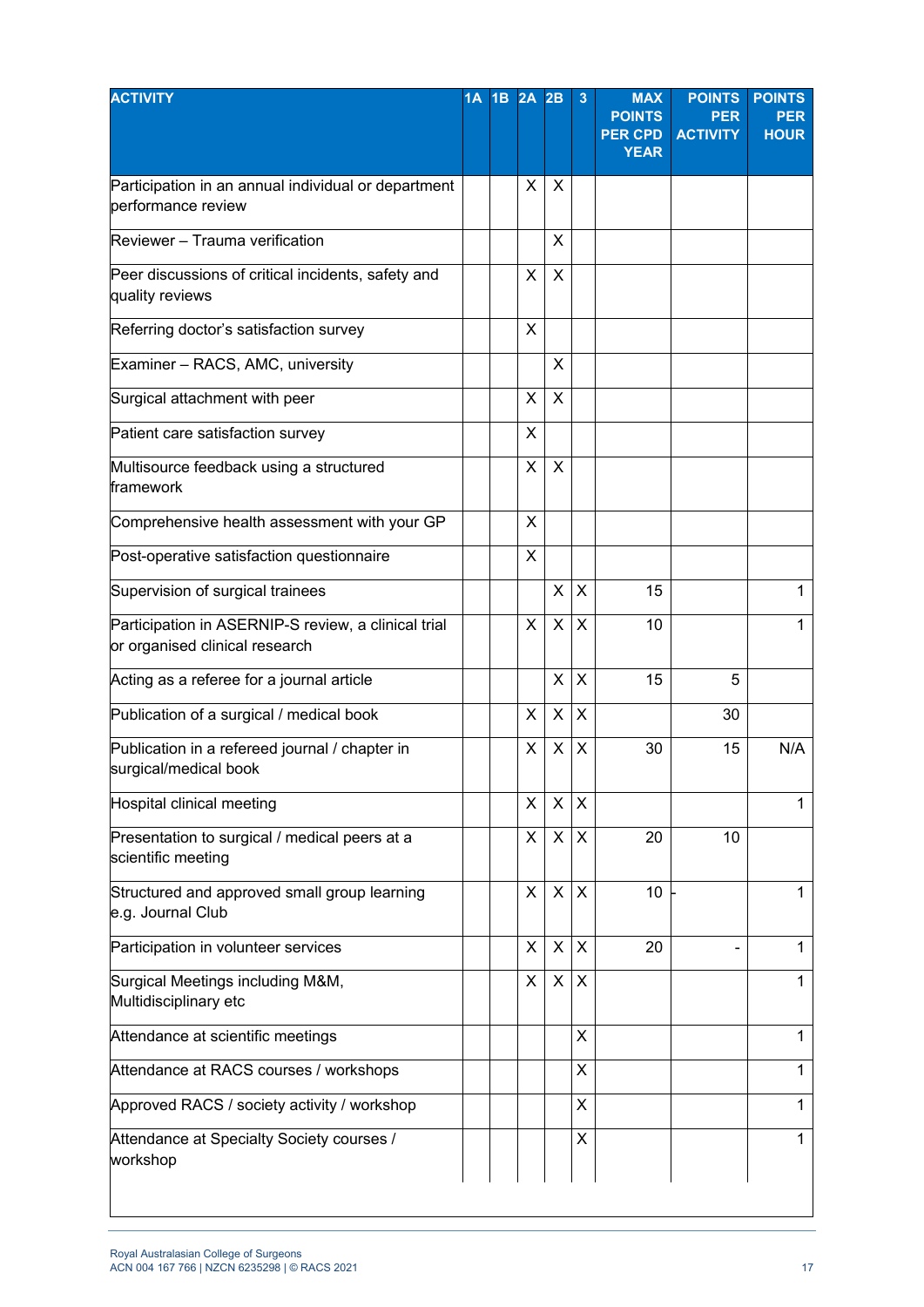| ACTIVITY | 1A | 1B | 2A | 2B | 3 | MAX POINTS PER CPD YEAR | POINTS PER ACTIVITY | POINTS PER HOUR |
|---|---|---|---|---|---|---|---|---|
| Participation in an annual individual or department performance review | | | X | X | | | | |
| Reviewer – Trauma verification | | | | X | | | | |
| Peer discussions of critical incidents, safety and quality reviews | | | X | X | | | | |
| Referring doctor's satisfaction survey | | | X | | | | | |
| Examiner – RACS, AMC, university | | | | X | | | | |
| Surgical attachment with peer | | | X | X | | | | |
| Patient care satisfaction survey | | | X | | | | | |
| Multisource feedback using a structured framework | | | X | X | | | | |
| Comprehensive health assessment with your GP | | | X | | | | | |
| Post-operative satisfaction questionnaire | | | X | | | | | |
| Supervision of surgical trainees | | | | X | X | 15 | | 1 |
| Participation in ASERNIP-S review, a clinical trial or organised clinical research | | | X | X | X | 10 | | 1 |
| Acting as a referee for a journal article | | | | X | X | 15 | 5 | |
| Publication of a surgical / medical book | | | X | X | X | | 30 | |
| Publication in a refereed journal / chapter in surgical/medical book | | | X | X | X | 30 | 15 | N/A |
| Hospital clinical meeting | | | X | X | X | | | 1 |
| Presentation to surgical / medical peers at a scientific meeting | | | X | X | X | 20 | 10 | |
| Structured and approved small group learning e.g. Journal Club | | | X | X | X | 10 | - | 1 |
| Participation in volunteer services | | | X | X | X | 20 | - | 1 |
| Surgical Meetings including M&M, Multidisciplinary etc | | | X | X | X | | | 1 |
| Attendance at scientific meetings | | | | | X | | | 1 |
| Attendance at RACS courses / workshops | | | | | X | | | 1 |
| Approved RACS / society activity / workshop | | | | | X | | | 1 |
| Attendance at Specialty Society courses / workshop | | | | | X | | | 1 |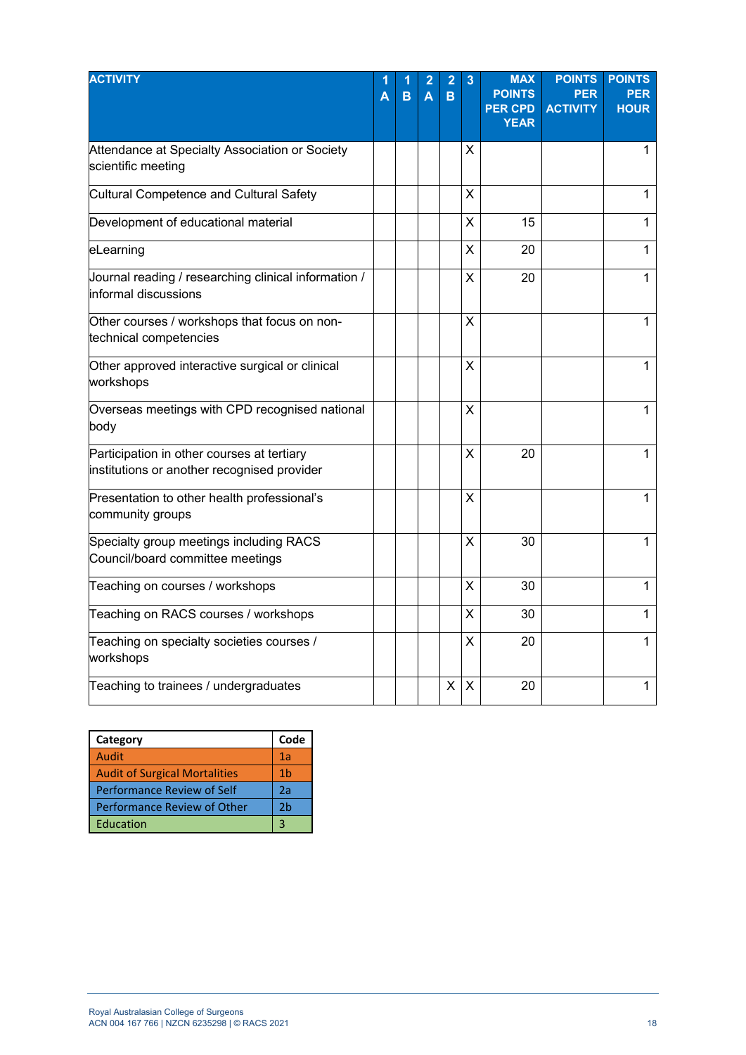| ACTIVITY | 1 A | 1 B | 2 A | 2 B | 3 | MAX POINTS PER CPD YEAR | POINTS PER ACTIVITY | POINTS PER HOUR |
|---|---|---|---|---|---|---|---|---|
| Attendance at Specialty Association or Society scientific meeting | | | | | X | | | 1 |
| Cultural Competence and Cultural Safety | | | | | X | | | 1 |
| Development of educational material | | | | | X | 15 | | 1 |
| eLearning | | | | | X | 20 | | 1 |
| Journal reading / researching clinical information / informal discussions | | | | | X | 20 | | 1 |
| Other courses / workshops that focus on non-technical competencies | | | | | X | | | 1 |
| Other approved interactive surgical or clinical workshops | | | | | X | | | 1 |
| Overseas meetings with CPD recognised national body | | | | | X | | | 1 |
| Participation in other courses at tertiary institutions or another recognised provider | | | | | X | 20 | | 1 |
| Presentation to other health professional's community groups | | | | | X | | | 1 |
| Specialty group meetings including RACS Council/board committee meetings | | | | | X | 30 | | 1 |
| Teaching on courses / workshops | | | | | X | 30 | | 1 |
| Teaching on RACS courses / workshops | | | | | X | 30 | | 1 |
| Teaching on specialty societies courses / workshops | | | | | X | 20 | | 1 |
| Teaching to trainees / undergraduates | | | | X | X | 20 | | 1 |

| Category | Code |
|---|---|
| Audit | 1a |
| Audit of Surgical Mortalities | 1b |
| Performance Review of Self | 2a |
| Performance Review of Other | 2b |
| Education | 3 |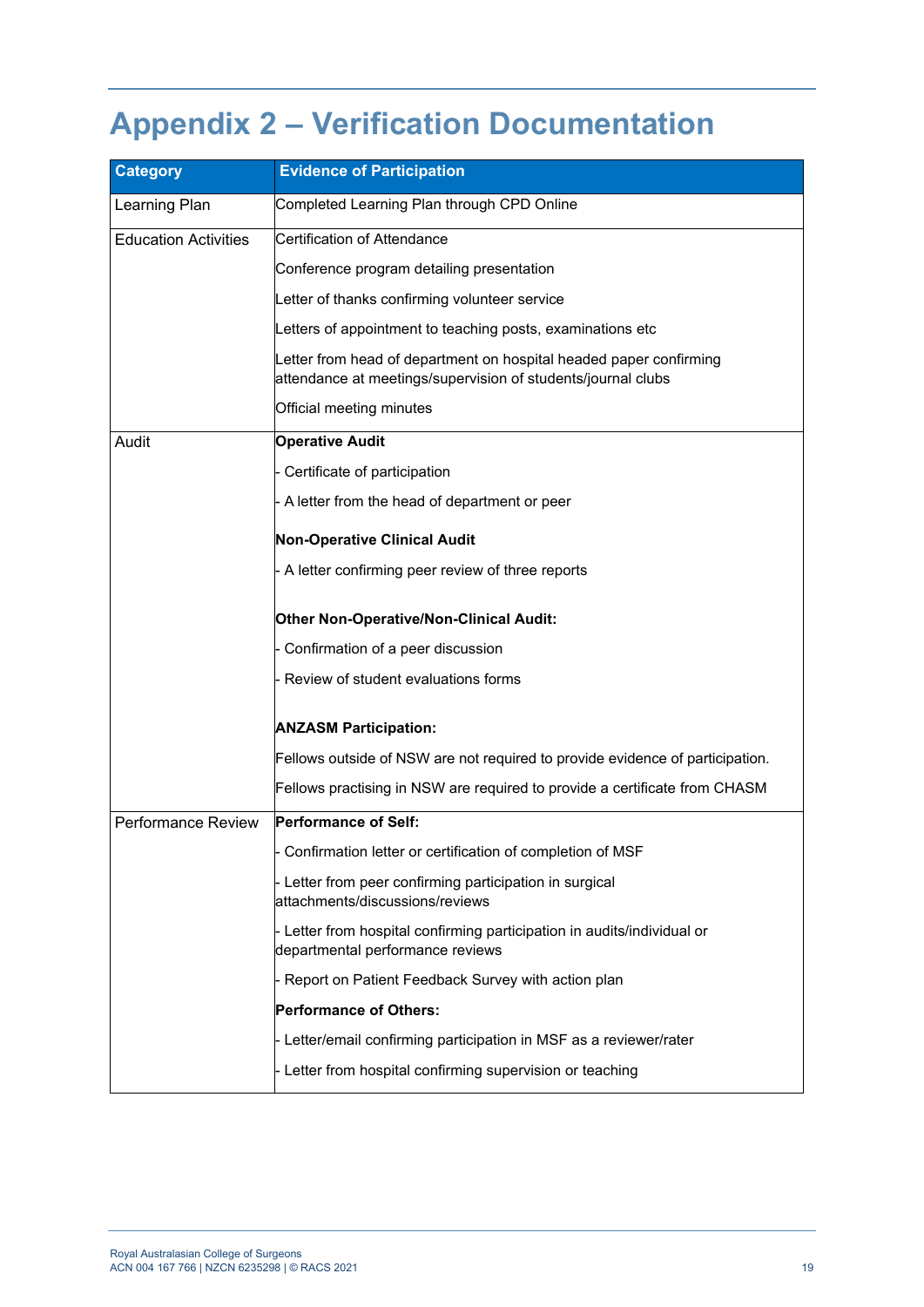# Appendix 2 – Verification Documentation

| Category | Evidence of Participation |
|---|---|
| Learning Plan | Completed Learning Plan through CPD Online |
| Education Activities | Certification of Attendance<br><br>Conference program detailing presentation<br><br>Letter of thanks confirming volunteer service<br><br>Letters of appointment to teaching posts, examinations etc<br><br>Letter from head of department on hospital headed paper confirming attendance at meetings/supervision of students/journal clubs<br><br>Official meeting minutes |
| Audit | **Operative Audit**<br><br>- Certificate of participation<br><br>- A letter from the head of department or peer<br><br>**Non-Operative Clinical Audit**<br><br>- A letter confirming peer review of three reports<br><br>**Other Non-Operative/Non-Clinical Audit:**<br><br>- Confirmation of a peer discussion<br><br>- Review of student evaluations forms<br><br>**ANZASM Participation:**<br><br>Fellows outside of NSW are not required to provide evidence of participation.<br><br>Fellows practising in NSW are required to provide a certificate from CHASM |
| Performance Review | **Performance of Self:**<br><br>- Confirmation letter or certification of completion of MSF<br><br>- Letter from peer confirming participation in surgical attachments/discussions/reviews<br><br>- Letter from hospital confirming participation in audits/individual or departmental performance reviews<br><br>- Report on Patient Feedback Survey with action plan<br><br>**Performance of Others:**<br><br>- Letter/email confirming participation in MSF as a reviewer/rater<br><br>- Letter from hospital confirming supervision or teaching |